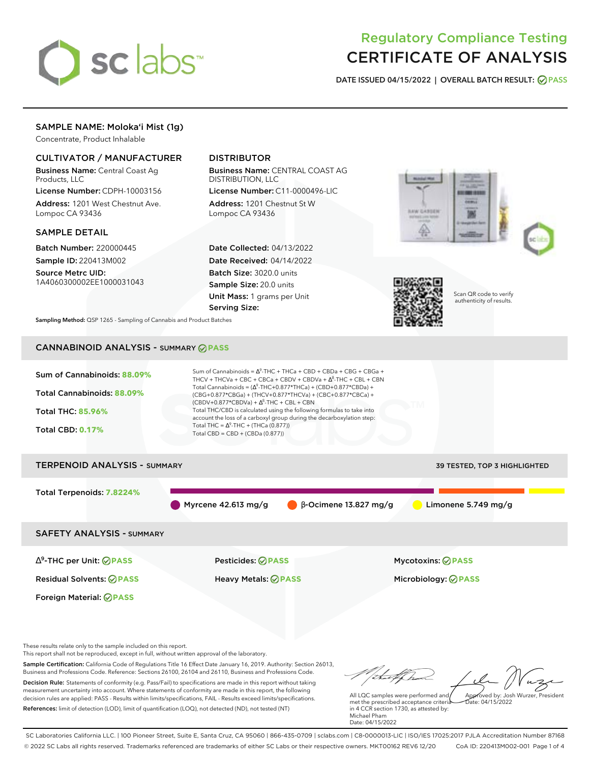# Regulatory Compliance Testing
# CERTIFICATE OF ANALYSIS

**DATE ISSUED 04/15/2022 | OVERALL BATCH RESULT: PASS**

## SAMPLE NAME: Moloka'i Mist (1g)

Concentrate, Product Inhalable

### CULTIVATOR / MANUFACTURER

**Business Name:** Central Coast Ag Products, LLC

**License Number:** CDPH-10003156

**Address:** 1201 West Chestnut Ave. Lompoc CA 93436

### DISTRIBUTOR

**Business Name:** CENTRAL COAST AG DISTRIBUTION, LLC

**License Number:** C11-0000496-LIC

**Address:** 1201 Chestnut St W Lompoc CA 93436

### SAMPLE DETAIL

**Batch Number:** 220000445

**Sample ID:** 220413M002

**Source Metrc UID:** 1A4060300002EE1000031043

**Date Collected:** 04/13/2022

**Date Received:** 04/14/2022

**Batch Size:** 3020.0 units

**Sample Size:** 20.0 units

**Unit Mass:** 1 grams per Unit

**Serving Size:**

Scan QR code to verify authenticity of results.

**Sampling Method:** QSP 1265 - Sampling of Cannabis and Product Batches

## CANNABINOID ANALYSIS - SUMMARY PASS

Sum of Cannabinoids: **88.09%**

Total Cannabinoids: **88.09%**

Total THC: **85.96%**

Total CBD: **0.17%**

Sum of Cannabinoids = $\Delta^9$-THC + THCa + CBD + CBDa + CBG + CBGa + THCV + THCVa + CBC + CBCa + CBDV + CBDVa + $\Delta^8$-THC + CBL + CBN

Total Cannabinoids = ($\Delta^9$-THC+0.877*THCa) + (CBD+0.877*CBDa) + (CBG+0.877*CBGa) + (THCV+0.877*THCVa) + (CBC+0.877*CBCa) + (CBDV+0.877*CBDVa) + $\Delta^8$-THC + CBL + CBN

Total THC/CBD is calculated using the following formulas to take into account the loss of a carboxyl group during the decarboxylation step:

Total THC = $\Delta^9$-THC + (THCa (0.877))

Total CBD = CBD + (CBDa (0.877))

## TERPENOID ANALYSIS - SUMMARY

39 TESTED, TOP 3 HIGHLIGHTED

Total Terpenoids: **7.8224%**

Myrcene 42.613 mg/g | β-Ocimene 13.827 mg/g | Limonene 5.749 mg/g

## SAFETY ANALYSIS - SUMMARY

| | | |
|---|---|---|
| $\Delta^9$-THC per Unit: PASS | Pesticides: PASS | Mycotoxins: PASS |
| Residual Solvents: PASS | Heavy Metals: PASS | Microbiology: PASS |
| Foreign Material: PASS | | |

These results relate only to the sample included on this report.
This report shall not be reproduced, except in full, without written approval of the laboratory.

**Sample Certification:** California Code of Regulations Title 16 Effect Date January 16, 2019. Authority: Section 26013, Business and Professions Code. Reference: Sections 26100, 26104 and 26110, Business and Professions Code.

**Decision Rule:** Statements of conformity (e.g. Pass/Fail) to specifications are made in this report without taking measurement uncertainty into account. Where statements of conformity are made in this report, the following decision rules are applied: PASS - Results within limits/specifications, FAIL - Results exceed limits/specifications.

**References:** limit of detection (LOD), limit of quantification (LOQ), not detected (ND), not tested (NT)

All LQC samples were performed and met the prescribed acceptance criteria in 4 CCR section 1730, as attested by: Michael Pham
Date: 04/15/2022

Approved by: Josh Wurzer, President
Date: 04/15/2022

SC Laboratories California LLC. | 100 Pioneer Street, Suite E, Santa Cruz, CA 95060 | 866-435-0709 | sclabs.com | C8-0000013-LIC | ISO/IES 17025:2017 PJLA Accreditation Number 87168
© 2022 SC Labs all rights reserved. Trademarks referenced are trademarks of either SC Labs or their respective owners. MKT00162 REV6 12/20 CoA ID: 220413M002-001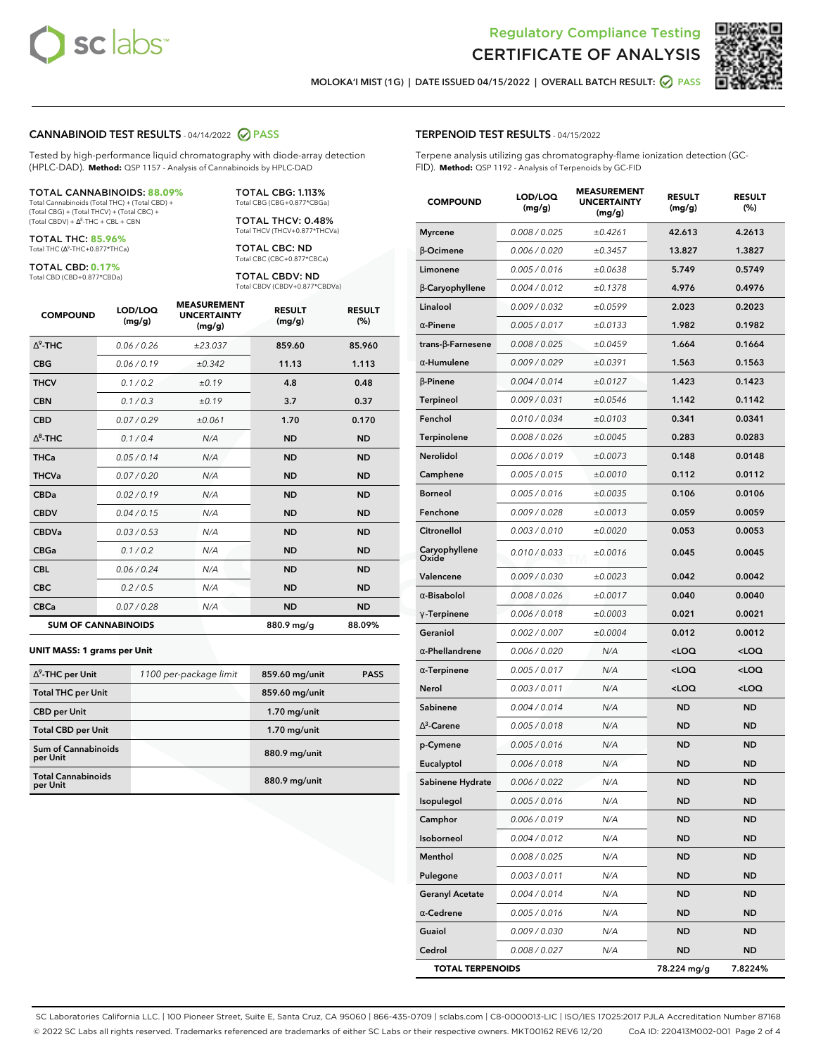Regulatory Compliance Testing

# CERTIFICATE OF ANALYSIS

MOLOKA'I MIST (1G) | DATE ISSUED 04/15/2022 | OVERALL BATCH RESULT: PASS

## CANNABINOID TEST RESULTS - 04/14/2022 PASS

Tested by high-performance liquid chromatography with diode-array detection (HPLC-DAD). **Method:** QSP 1157 - Analysis of Cannabinoids by HPLC-DAD

**TOTAL CANNABINOIDS: 88.09%**
Total Cannabinoids (Total THC) + (Total CBD) + (Total CBG) + (Total THCV) + (Total CBC) + (Total CBDV) + $\Delta^8$-THC + CBL + CBN

**TOTAL THC: 85.96%**
Total THC ($\Delta^9$-THC+0.877*THCa)

**TOTAL CBD: 0.17%**
Total CBD (CBD+0.877*CBDa)

**TOTAL CBG: 1.113%**
Total CBG (CBG+0.877*CBGa)

**TOTAL THCV: 0.48%**
Total THCV (THCV+0.877*THCVa)

**TOTAL CBC: ND**
Total CBC (CBC+0.877*CBCa)

**TOTAL CBDV: ND**
Total CBDV (CBDV+0.877*CBDVa)

| COMPOUND | LOD/LOQ (mg/g) | MEASUREMENT UNCERTAINTY (mg/g) | RESULT (mg/g) | RESULT (%) |
|---|---|---|---|---|
| $\Delta^9$-THC | 0.06 / 0.26 | ±23.037 | 859.60 | 85.960 |
| CBG | 0.06 / 0.19 | ±0.342 | 11.13 | 1.113 |
| THCV | 0.1 / 0.2 | ±0.19 | 4.8 | 0.48 |
| CBN | 0.1 / 0.3 | ±0.19 | 3.7 | 0.37 |
| CBD | 0.07 / 0.29 | ±0.061 | 1.70 | 0.170 |
| $\Delta^8$-THC | 0.1 / 0.4 | N/A | ND | ND |
| THCa | 0.05 / 0.14 | N/A | ND | ND |
| THCVa | 0.07 / 0.20 | N/A | ND | ND |
| CBDa | 0.02 / 0.19 | N/A | ND | ND |
| CBDV | 0.04 / 0.15 | N/A | ND | ND |
| CBDVa | 0.03 / 0.53 | N/A | ND | ND |
| CBGa | 0.1 / 0.2 | N/A | ND | ND |
| CBL | 0.06 / 0.24 | N/A | ND | ND |
| CBC | 0.2 / 0.5 | N/A | ND | ND |
| CBCa | 0.07 / 0.28 | N/A | ND | ND |
| **SUM OF CANNABINOIDS** | | | 880.9 mg/g | 88.09% |

**UNIT MASS: 1 grams per Unit**

| | | | |
|---|---|---|---|
| $\Delta^9$-THC per Unit | 1100 per-package limit | 859.60 mg/unit | PASS |
| Total THC per Unit | | 859.60 mg/unit | |
| CBD per Unit | | 1.70 mg/unit | |
| Total CBD per Unit | | 1.70 mg/unit | |
| Sum of Cannabinoids per Unit | | 880.9 mg/unit | |
| Total Cannabinoids per Unit | | 880.9 mg/unit | |

## TERPENOID TEST RESULTS - 04/15/2022

Terpene analysis utilizing gas chromatography-flame ionization detection (GC-FID). **Method:** QSP 1192 - Analysis of Terpenoids by GC-FID

| COMPOUND | LOD/LOQ (mg/g) | MEASUREMENT UNCERTAINTY (mg/g) | RESULT (mg/g) | RESULT (%) |
|---|---|---|---|---|
| Myrcene | 0.008 / 0.025 | ±0.4261 | 42.613 | 4.2613 |
| β-Ocimene | 0.006 / 0.020 | ±0.3457 | 13.827 | 1.3827 |
| Limonene | 0.005 / 0.016 | ±0.0638 | 5.749 | 0.5749 |
| β-Caryophyllene | 0.004 / 0.012 | ±0.1378 | 4.976 | 0.4976 |
| Linalool | 0.009 / 0.032 | ±0.0599 | 2.023 | 0.2023 |
| α-Pinene | 0.005 / 0.017 | ±0.0133 | 1.982 | 0.1982 |
| trans-β-Farnesene | 0.008 / 0.025 | ±0.0459 | 1.664 | 0.1664 |
| α-Humulene | 0.009 / 0.029 | ±0.0391 | 1.563 | 0.1563 |
| β-Pinene | 0.004 / 0.014 | ±0.0127 | 1.423 | 0.1423 |
| Terpineol | 0.009 / 0.031 | ±0.0546 | 1.142 | 0.1142 |
| Fenchol | 0.010 / 0.034 | ±0.0103 | 0.341 | 0.0341 |
| Terpinolene | 0.008 / 0.026 | ±0.0045 | 0.283 | 0.0283 |
| Nerolidol | 0.006 / 0.019 | ±0.0073 | 0.148 | 0.0148 |
| Camphene | 0.005 / 0.015 | ±0.0010 | 0.112 | 0.0112 |
| Borneol | 0.005 / 0.016 | ±0.0035 | 0.106 | 0.0106 |
| Fenchone | 0.009 / 0.028 | ±0.0013 | 0.059 | 0.0059 |
| Citronellol | 0.003 / 0.010 | ±0.0020 | 0.053 | 0.0053 |
| Caryophyllene Oxide | 0.010 / 0.033 | ±0.0016 | 0.045 | 0.0045 |
| Valencene | 0.009 / 0.030 | ±0.0023 | 0.042 | 0.0042 |
| α-Bisabolol | 0.008 / 0.026 | ±0.0017 | 0.040 | 0.0040 |
| γ-Terpinene | 0.006 / 0.018 | ±0.0003 | 0.021 | 0.0021 |
| Geraniol | 0.002 / 0.007 | ±0.0004 | 0.012 | 0.0012 |
| α-Phellandrene | 0.006 / 0.020 | N/A | <LOQ | <LOQ |
| α-Terpinene | 0.005 / 0.017 | N/A | <LOQ | <LOQ |
| Nerol | 0.003 / 0.011 | N/A | <LOQ | <LOQ |
| Sabinene | 0.004 / 0.014 | N/A | ND | ND |
| $\Delta^3$-Carene | 0.005 / 0.018 | N/A | ND | ND |
| p-Cymene | 0.005 / 0.016 | N/A | ND | ND |
| Eucalyptol | 0.006 / 0.018 | N/A | ND | ND |
| Sabinene Hydrate | 0.006 / 0.022 | N/A | ND | ND |
| Isopulegol | 0.005 / 0.016 | N/A | ND | ND |
| Camphor | 0.006 / 0.019 | N/A | ND | ND |
| Isoborneol | 0.004 / 0.012 | N/A | ND | ND |
| Menthol | 0.008 / 0.025 | N/A | ND | ND |
| Pulegone | 0.003 / 0.011 | N/A | ND | ND |
| Geranyl Acetate | 0.004 / 0.014 | N/A | ND | ND |
| α-Cedrene | 0.005 / 0.016 | N/A | ND | ND |
| Guaiol | 0.009 / 0.030 | N/A | ND | ND |
| Cedrol | 0.008 / 0.027 | N/A | ND | ND |
| **TOTAL TERPENOIDS** | | | 78.224 mg/g | 7.8224% |

SC Laboratories California LLC. | 100 Pioneer Street, Suite E, Santa Cruz, CA 95060 | 866-435-0709 | sclabs.com | C8-0000013-LIC | ISO/IES 17025:2017 PJLA Accreditation Number 87168
© 2022 SC Labs all rights reserved. Trademarks referenced are trademarks of either SC Labs or their respective owners. MKT00162 REV6 12/20 CoA ID: 220413M002-001